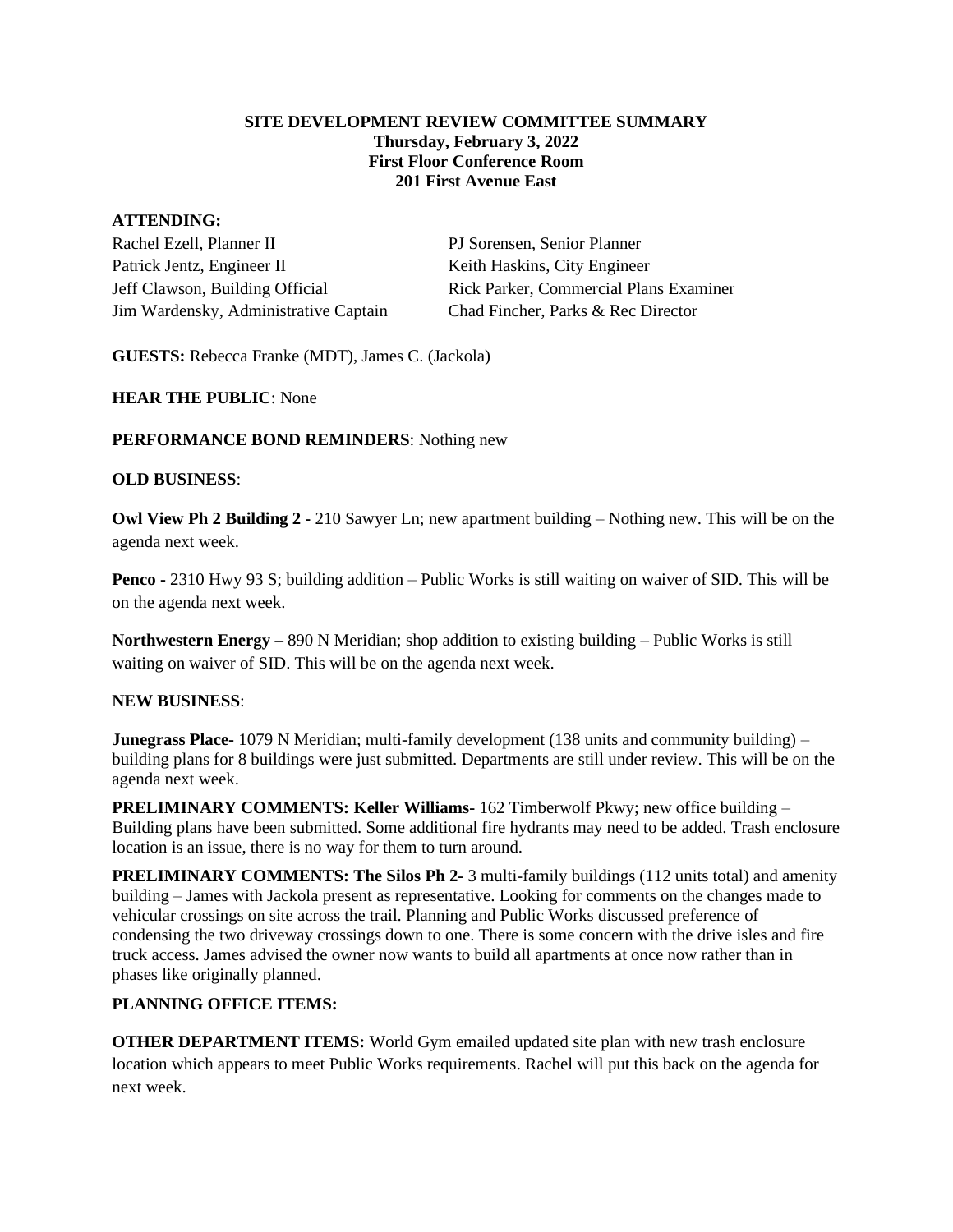**SITE DEVELOPMENT REVIEW COMMITTEE SUMMARY**
**Thursday, February 3, 2022**
**First Floor Conference Room**
**201 First Avenue East**

**ATTENDING:**

Rachel Ezell, Planner II
Patrick Jentz, Engineer II
Jeff Clawson, Building Official
Jim Wardensky, Administrative Captain
PJ Sorensen, Senior Planner
Keith Haskins, City Engineer
Rick Parker, Commercial Plans Examiner
Chad Fincher, Parks & Rec Director

**GUESTS:** Rebecca Franke (MDT), James C. (Jackola)

**HEAR THE PUBLIC**: None

**PERFORMANCE BOND REMINDERS**: Nothing new

**OLD BUSINESS**:

**Owl View Ph 2 Building 2 -** 210 Sawyer Ln; new apartment building – Nothing new. This will be on the agenda next week.

**Penco -** 2310 Hwy 93 S; building addition – Public Works is still waiting on waiver of SID. This will be on the agenda next week.

**Northwestern Energy –** 890 N Meridian; shop addition to existing building – Public Works is still waiting on waiver of SID. This will be on the agenda next week.

**NEW BUSINESS**:

**Junegrass Place-** 1079 N Meridian; multi-family development (138 units and community building) – building plans for 8 buildings were just submitted. Departments are still under review. This will be on the agenda next week.

**PRELIMINARY COMMENTS: Keller Williams-** 162 Timberwolf Pkwy; new office building – Building plans have been submitted. Some additional fire hydrants may need to be added. Trash enclosure location is an issue, there is no way for them to turn around.

**PRELIMINARY COMMENTS: The Silos Ph 2-** 3 multi-family buildings (112 units total) and amenity building – James with Jackola present as representative. Looking for comments on the changes made to vehicular crossings on site across the trail. Planning and Public Works discussed preference of condensing the two driveway crossings down to one. There is some concern with the drive isles and fire truck access. James advised the owner now wants to build all apartments at once now rather than in phases like originally planned.

**PLANNING OFFICE ITEMS:**

**OTHER DEPARTMENT ITEMS:** World Gym emailed updated site plan with new trash enclosure location which appears to meet Public Works requirements. Rachel will put this back on the agenda for next week.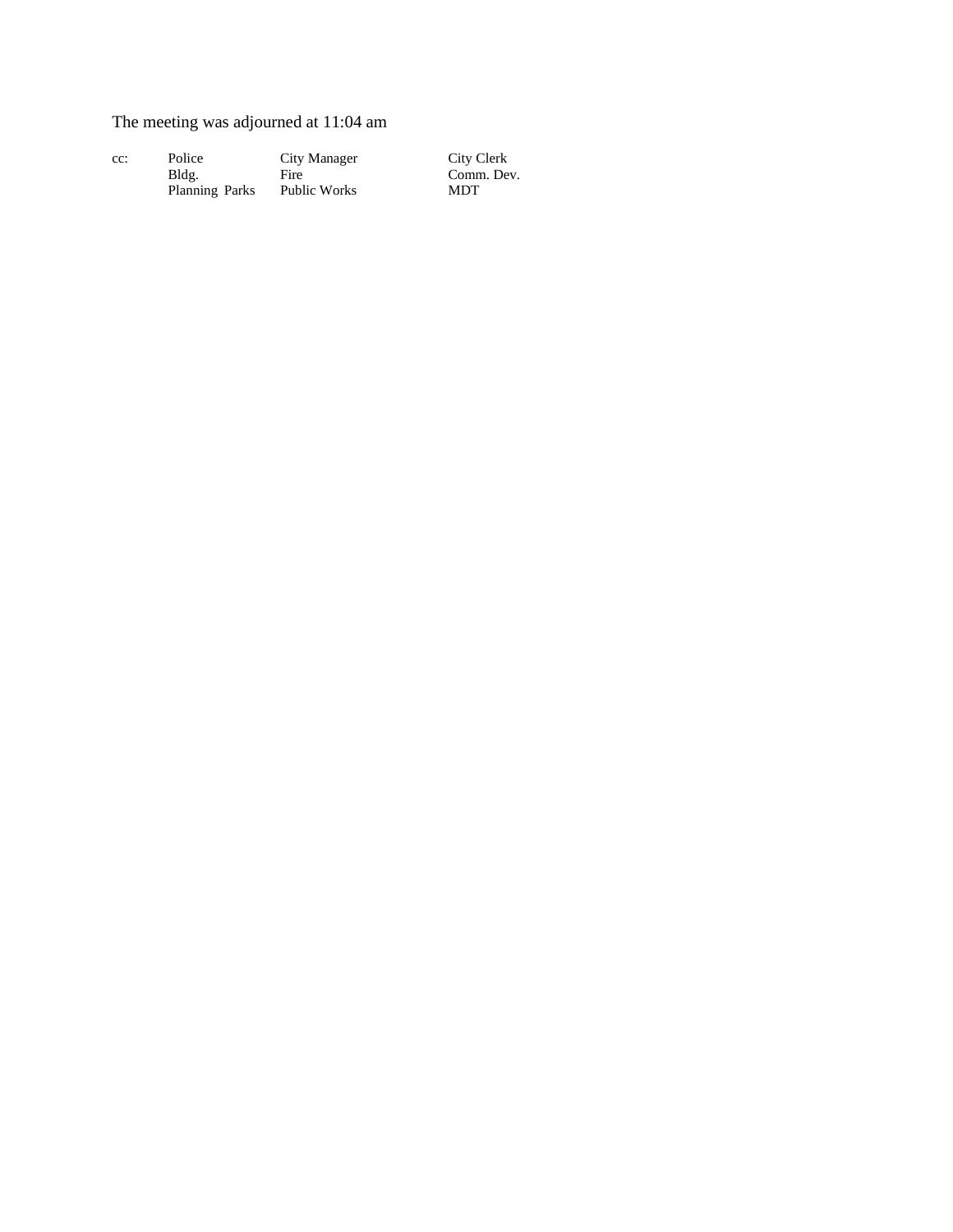The meeting was adjourned at 11:04 am

| | | | |
|---|---|---|---|
| cc: | Police | City Manager | City Clerk |
| | Bldg. | Fire | Comm. Dev. |
| | Planning Parks | Public Works | MDT |